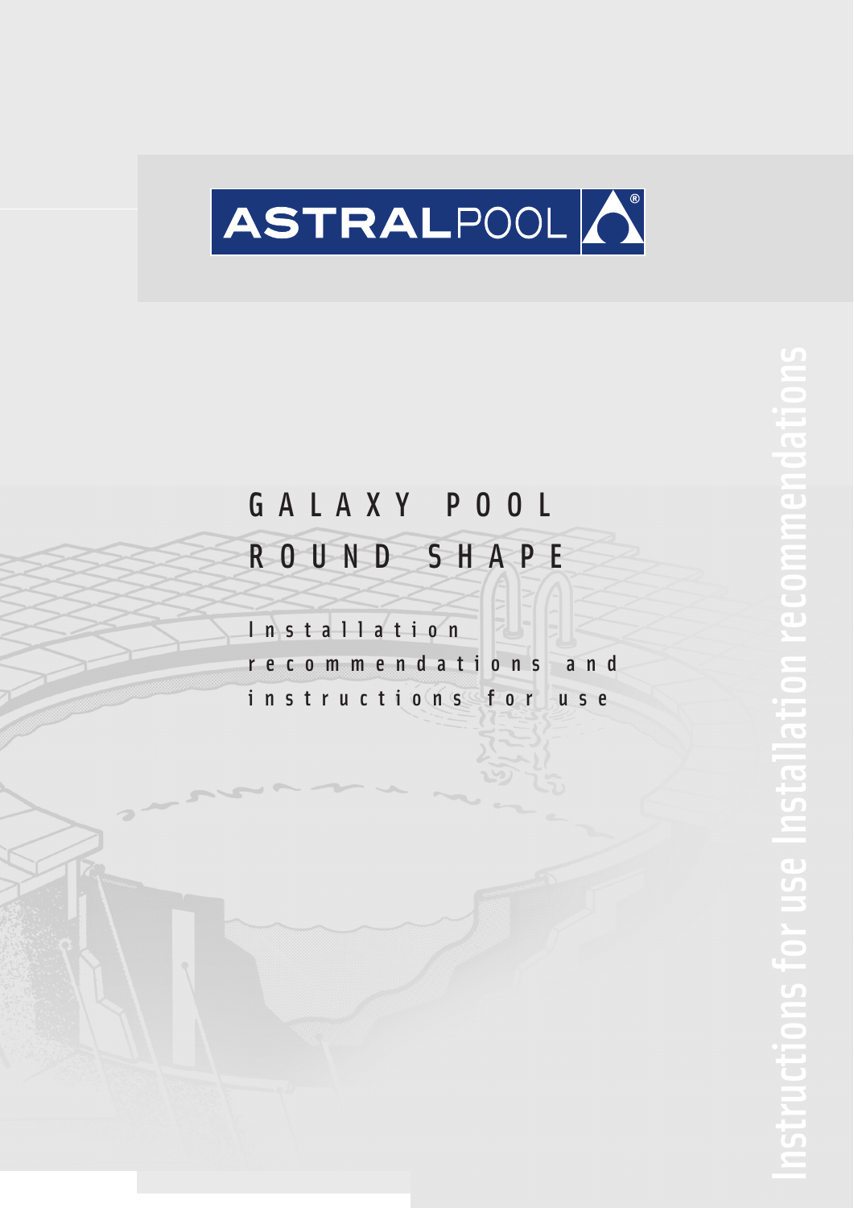ASTRALPOOL

# GALAXY POOL ROUND SHAPE

## Installation recommendations and instructions for use

Instructions for use Installation recommendations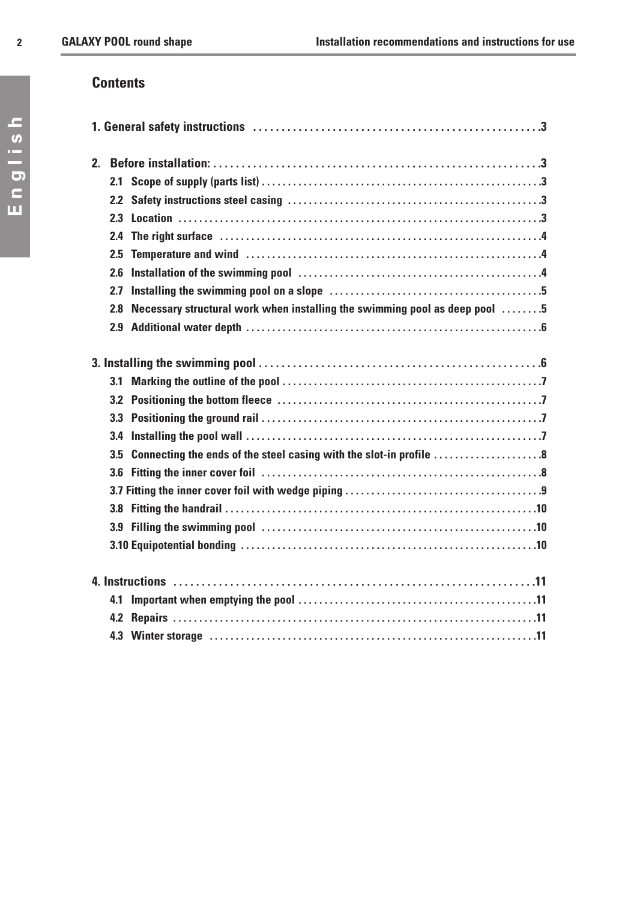## Contents

**1. General safety instructions** .... 3

**2. Before installation:** .... 3

- **2.1 Scope of supply (parts list)** .... 3
- **2.2 Safety instructions steel casing** .... 3
- **2.3 Location** .... 3
- **2.4 The right surface** .... 4
- **2.5 Temperature and wind** .... 4
- **2.6 Installation of the swimming pool** .... 4
- **2.7 Installing the swimming pool on a slope** .... 5
- **2.8 Necessary structural work when installing the swimming pool as deep pool** .... 5
- **2.9 Additional water depth** .... 6

**3. Installing the swimming pool** .... 6

- **3.1 Marking the outline of the pool** .... 7
- **3.2 Positioning the bottom fleece** .... 7
- **3.3 Positioning the ground rail** .... 7
- **3.4 Installing the pool wall** .... 7
- **3.5 Connecting the ends of the steel casing with the slot-in profile** .... 8
- **3.6 Fitting the inner cover foil** .... 8
- **3.7 Fitting the inner cover foil with wedge piping** .... 9
- **3.8 Fitting the handrail** .... 10
- **3.9 Filling the swimming pool** .... 10
- **3.10 Equipotential bonding** .... 10

**4. Instructions** .... 11

- **4.1 Important when emptying the pool** .... 11
- **4.2 Repairs** .... 11
- **4.3 Winter storage** .... 11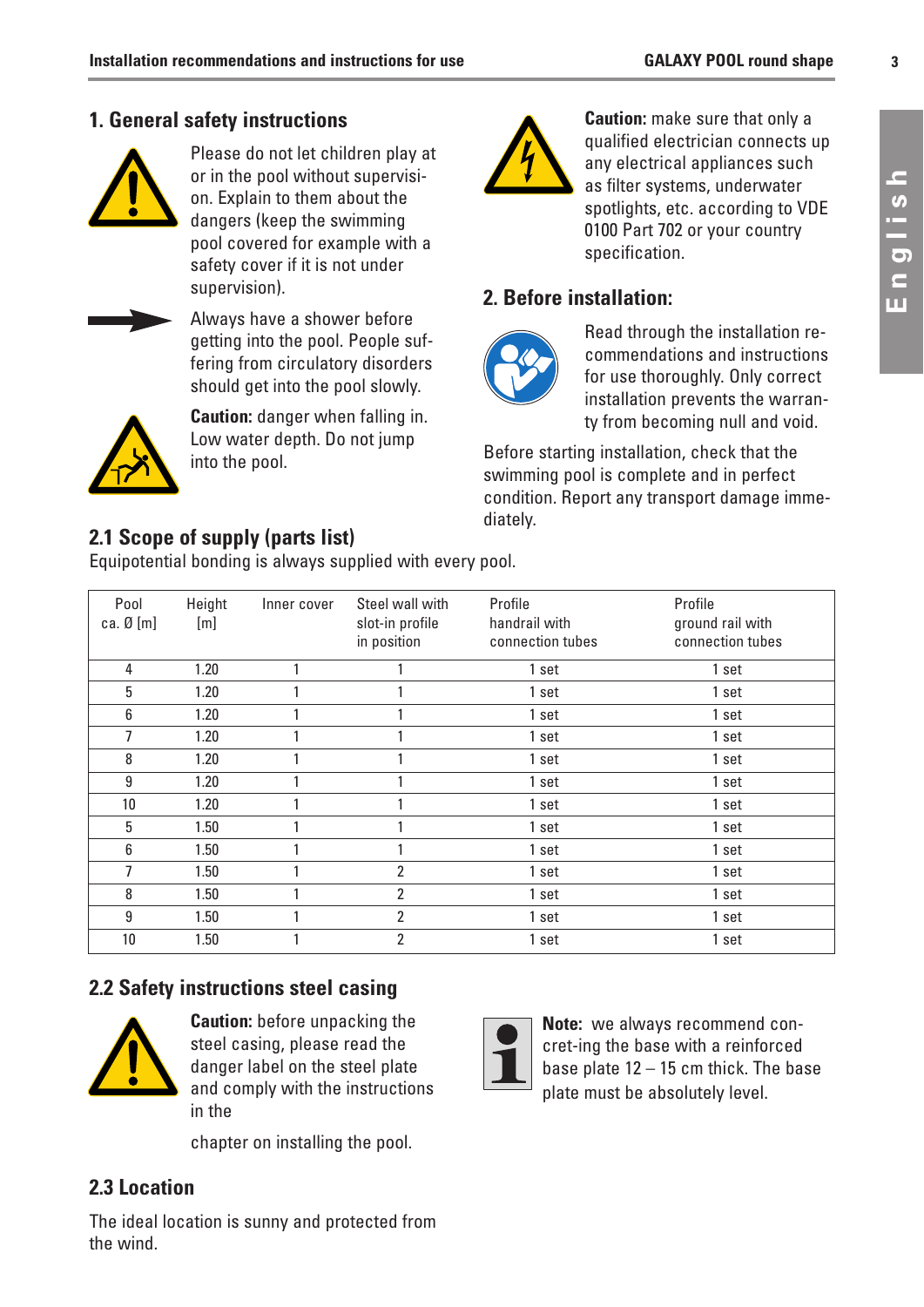## 1. General safety instructions

Please do not let children play at or in the pool without supervision. Explain to them about the dangers (keep the swimming pool covered for example with a safety cover if it is not under supervision).

Always have a shower before getting into the pool. People suffering from circulatory disorders should get into the pool slowly.

**Caution:** danger when falling in. Low water depth. Do not jump into the pool.

**Caution:** make sure that only a qualified electrician connects up any electrical appliances such as filter systems, underwater spotlights, etc. according to VDE 0100 Part 702 or your country specification.

## 2. Before installation:

Read through the installation recommendations and instructions for use thoroughly. Only correct installation prevents the warranty from becoming null and void.

Before starting installation, check that the swimming pool is complete and in perfect condition. Report any transport damage immediately.

### 2.1 Scope of supply (parts list)

Equipotential bonding is always supplied with every pool.

| Pool ca. Ø [m] | Height [m] | Inner cover | Steel wall with slot-in profile in position | Profile handrail with connection tubes | Profile ground rail with connection tubes |
|---|---|---|---|---|---|
| 4 | 1.20 | 1 | 1 | 1 set | 1 set |
| 5 | 1.20 | 1 | 1 | 1 set | 1 set |
| 6 | 1.20 | 1 | 1 | 1 set | 1 set |
| 7 | 1.20 | 1 | 1 | 1 set | 1 set |
| 8 | 1.20 | 1 | 1 | 1 set | 1 set |
| 9 | 1.20 | 1 | 1 | 1 set | 1 set |
| 10 | 1.20 | 1 | 1 | 1 set | 1 set |
| 5 | 1.50 | 1 | 1 | 1 set | 1 set |
| 6 | 1.50 | 1 | 1 | 1 set | 1 set |
| 7 | 1.50 | 1 | 2 | 1 set | 1 set |
| 8 | 1.50 | 1 | 2 | 1 set | 1 set |
| 9 | 1.50 | 1 | 2 | 1 set | 1 set |
| 10 | 1.50 | 1 | 2 | 1 set | 1 set |

### 2.2 Safety instructions steel casing

**Caution:** before unpacking the steel casing, please read the danger label on the steel plate and comply with the instructions in the

chapter on installing the pool.

**Note:** we always recommend concret-ing the base with a reinforced base plate 12 – 15 cm thick. The base plate must be absolutely level.

### 2.3 Location

The ideal location is sunny and protected from the wind.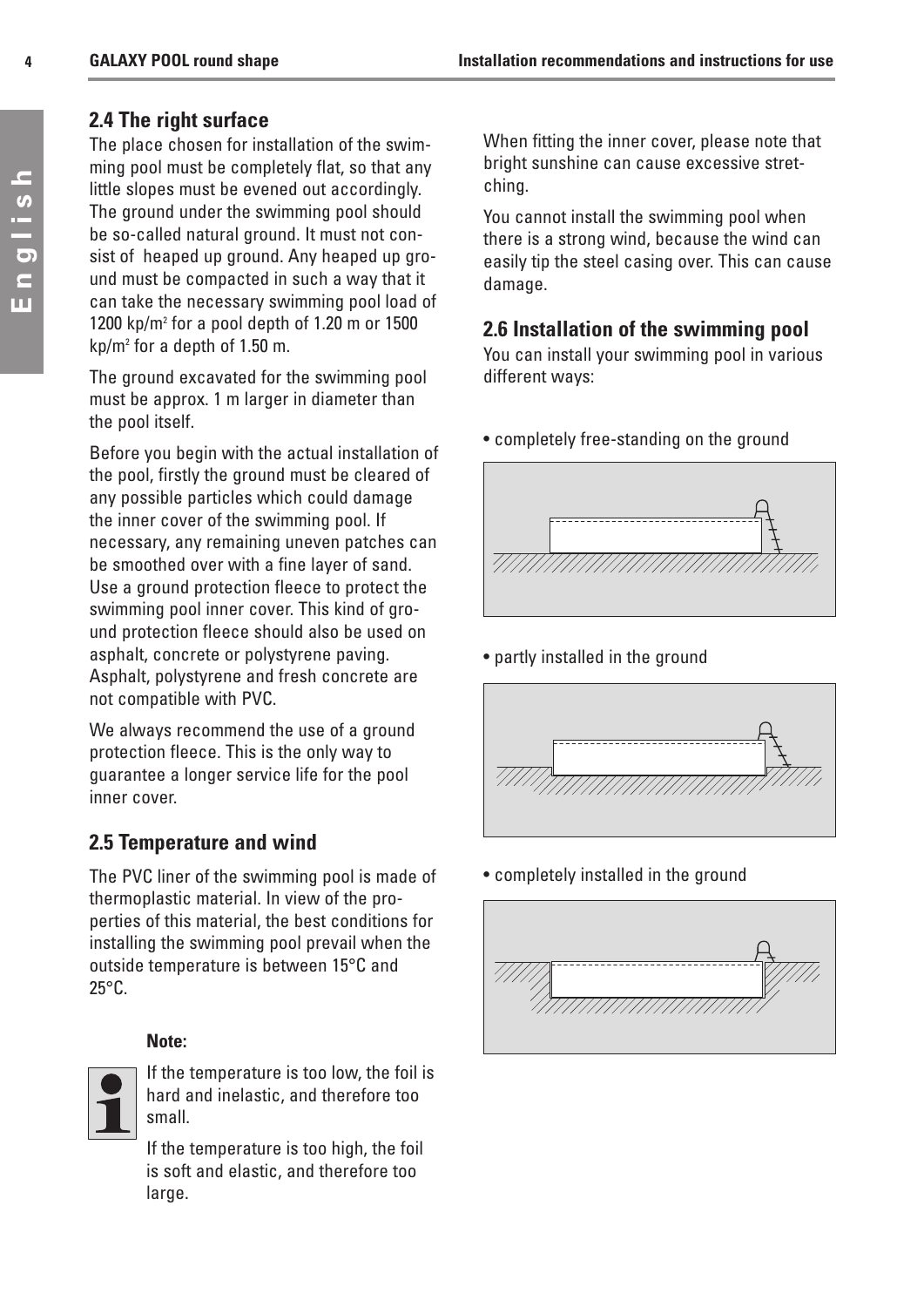## 2.4 The right surface

The place chosen for installation of the swimming pool must be completely flat, so that any little slopes must be evened out accordingly. The ground under the swimming pool should be so-called natural ground. It must not consist of heaped up ground. Any heaped up ground must be compacted in such a way that it can take the necessary swimming pool load of 1200 kp/m² for a pool depth of 1.20 m or 1500 kp/m² for a depth of 1.50 m.

The ground excavated for the swimming pool must be approx. 1 m larger in diameter than the pool itself.

Before you begin with the actual installation of the pool, firstly the ground must be cleared of any possible particles which could damage the inner cover of the swimming pool. If necessary, any remaining uneven patches can be smoothed over with a fine layer of sand. Use a ground protection fleece to protect the swimming pool inner cover. This kind of ground protection fleece should also be used on asphalt, concrete or polystyrene paving. Asphalt, polystyrene and fresh concrete are not compatible with PVC.

We always recommend the use of a ground protection fleece. This is the only way to guarantee a longer service life for the pool inner cover.

## 2.5 Temperature and wind

The PVC liner of the swimming pool is made of thermoplastic material. In view of the properties of this material, the best conditions for installing the swimming pool prevail when the outside temperature is between 15°C and 25°C.

**Note:**

If the temperature is too low, the foil is hard and inelastic, and therefore too small.

If the temperature is too high, the foil is soft and elastic, and therefore too large.

When fitting the inner cover, please note that bright sunshine can cause excessive stretching.

You cannot install the swimming pool when there is a strong wind, because the wind can easily tip the steel casing over. This can cause damage.

## 2.6 Installation of the swimming pool

You can install your swimming pool in various different ways:

- completely free-standing on the ground
- partly installed in the ground
- completely installed in the ground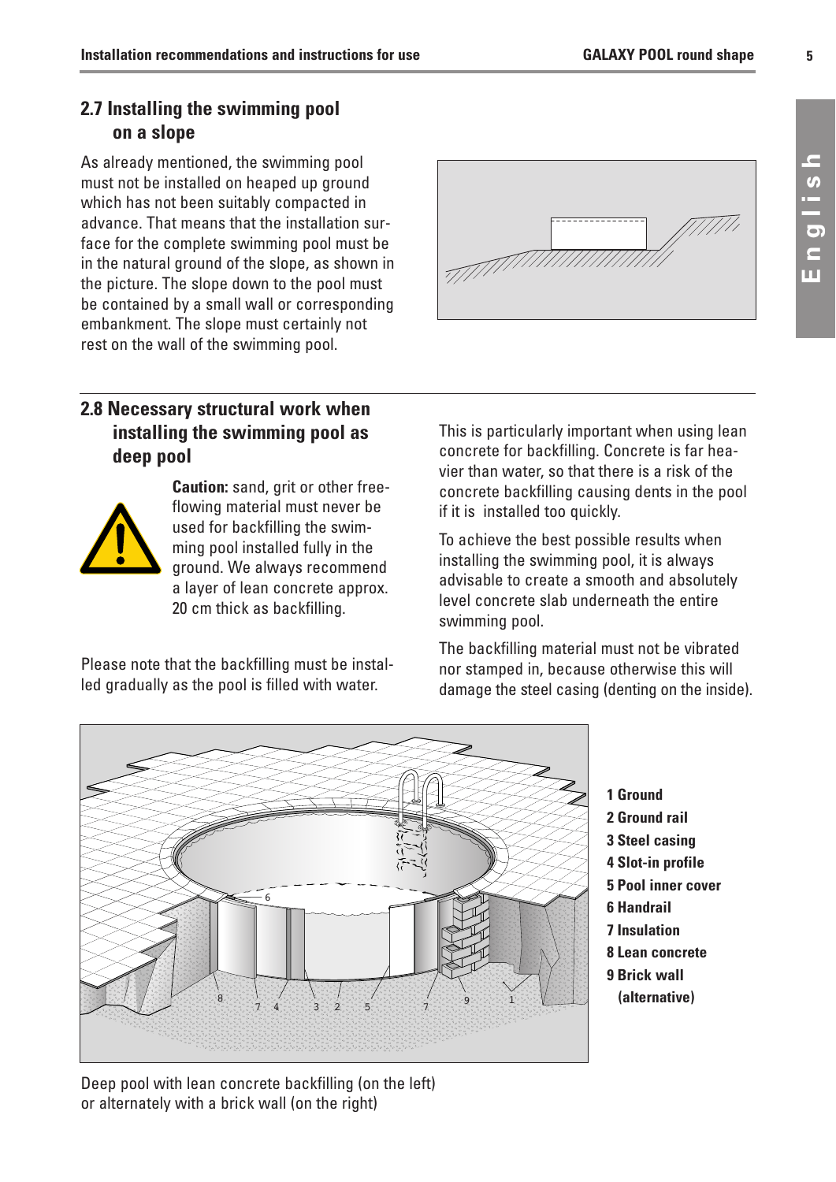## 2.7 Installing the swimming pool on a slope

As already mentioned, the swimming pool must not be installed on heaped up ground which has not been suitably compacted in advance. That means that the installation surface for the complete swimming pool must be in the natural ground of the slope, as shown in the picture. The slope down to the pool must be contained by a small wall or corresponding embankment. The slope must certainly not rest on the wall of the swimming pool.

## 2.8 Necessary structural work when installing the swimming pool as deep pool

**Caution:** sand, grit or other free-flowing material must never be used for backfilling the swimming pool installed fully in the ground. We always recommend a layer of lean concrete approx. 20 cm thick as backfilling.

Please note that the backfilling must be installed gradually as the pool is filled with water.

This is particularly important when using lean concrete for backfilling. Concrete is far heavier than water, so that there is a risk of the concrete backfilling causing dents in the pool if it is installed too quickly.

To achieve the best possible results when installing the swimming pool, it is always advisable to create a smooth and absolutely level concrete slab underneath the entire swimming pool.

The backfilling material must not be vibrated nor stamped in, because otherwise this will damage the steel casing (denting on the inside).

**1 Ground**
**2 Ground rail**
**3 Steel casing**
**4 Slot-in profile**
**5 Pool inner cover**
**6 Handrail**
**7 Insulation**
**8 Lean concrete**
**9 Brick wall (alternative)**

Deep pool with lean concrete backfilling (on the left) or alternately with a brick wall (on the right)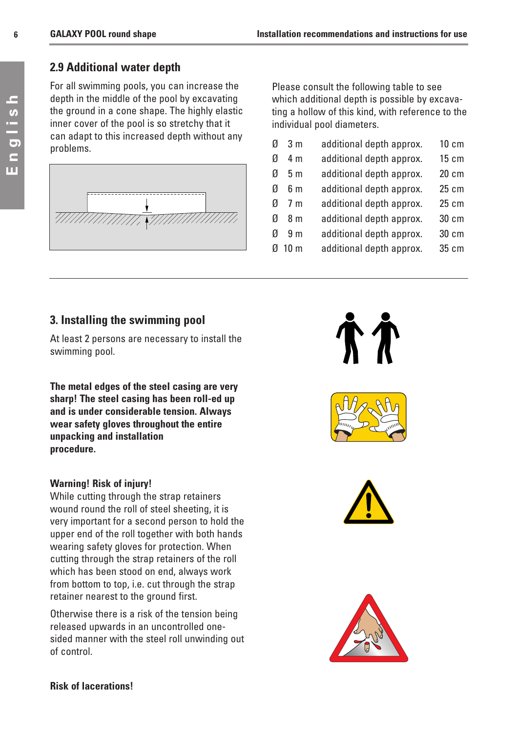## 2.9 Additional water depth

For all swimming pools, you can increase the depth in the middle of the pool by excavating the ground in a cone shape. The highly elastic inner cover of the pool is so stretchy that it can adapt to this increased depth without any problems.

Please consult the following table to see which additional depth is possible by excavating a hollow of this kind, with reference to the individual pool diameters.

| | | |
|---|---|---|
| Ø 3 m | additional depth approx. | 10 cm |
| Ø 4 m | additional depth approx. | 15 cm |
| Ø 5 m | additional depth approx. | 20 cm |
| Ø 6 m | additional depth approx. | 25 cm |
| Ø 7 m | additional depth approx. | 25 cm |
| Ø 8 m | additional depth approx. | 30 cm |
| Ø 9 m | additional depth approx. | 30 cm |
| Ø 10 m | additional depth approx. | 35 cm |

## 3. Installing the swimming pool

At least 2 persons are necessary to install the swimming pool.

**The metal edges of the steel casing are very sharp! The steel casing has been roll-ed up and is under considerable tension. Always wear safety gloves throughout the entire unpacking and installation procedure.**

**Warning! Risk of injury!**
While cutting through the strap retainers wound round the roll of steel sheeting, it is very important for a second person to hold the upper end of the roll together with both hands wearing safety gloves for protection. When cutting through the strap retainers of the roll which has been stood on end, always work from bottom to top, i.e. cut through the strap retainer nearest to the ground first.

Otherwise there is a risk of the tension being released upwards in an uncontrolled one-sided manner with the steel roll unwinding out of control.

**Risk of lacerations!**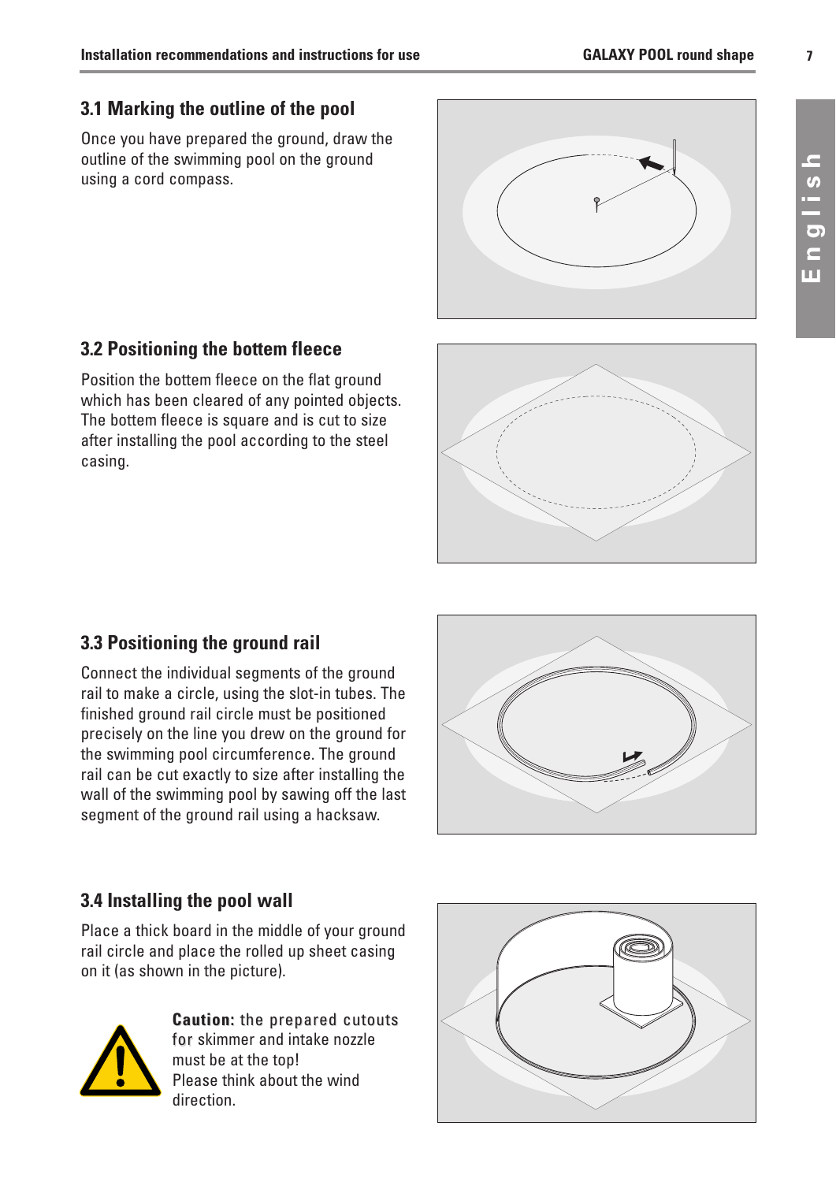### 3.1 Marking the outline of the pool

Once you have prepared the ground, draw the outline of the swimming pool on the ground using a cord compass.

### 3.2 Positioning the bottom fleece

Position the bottom fleece on the flat ground which has been cleared of any pointed objects. The bottom fleece is square and is cut to size after installing the pool according to the steel casing.

### 3.3 Positioning the ground rail

Connect the individual segments of the ground rail to make a circle, using the slot-in tubes. The finished ground rail circle must be positioned precisely on the line you drew on the ground for the swimming pool circumference. The ground rail can be cut exactly to size after installing the wall of the swimming pool by sawing off the last segment of the ground rail using a hacksaw.

### 3.4 Installing the pool wall

Place a thick board in the middle of your ground rail circle and place the rolled up sheet casing on it (as shown in the picture).

**Caution:** the prepared cutouts for skimmer and intake nozzle must be at the top!
Please think about the wind direction.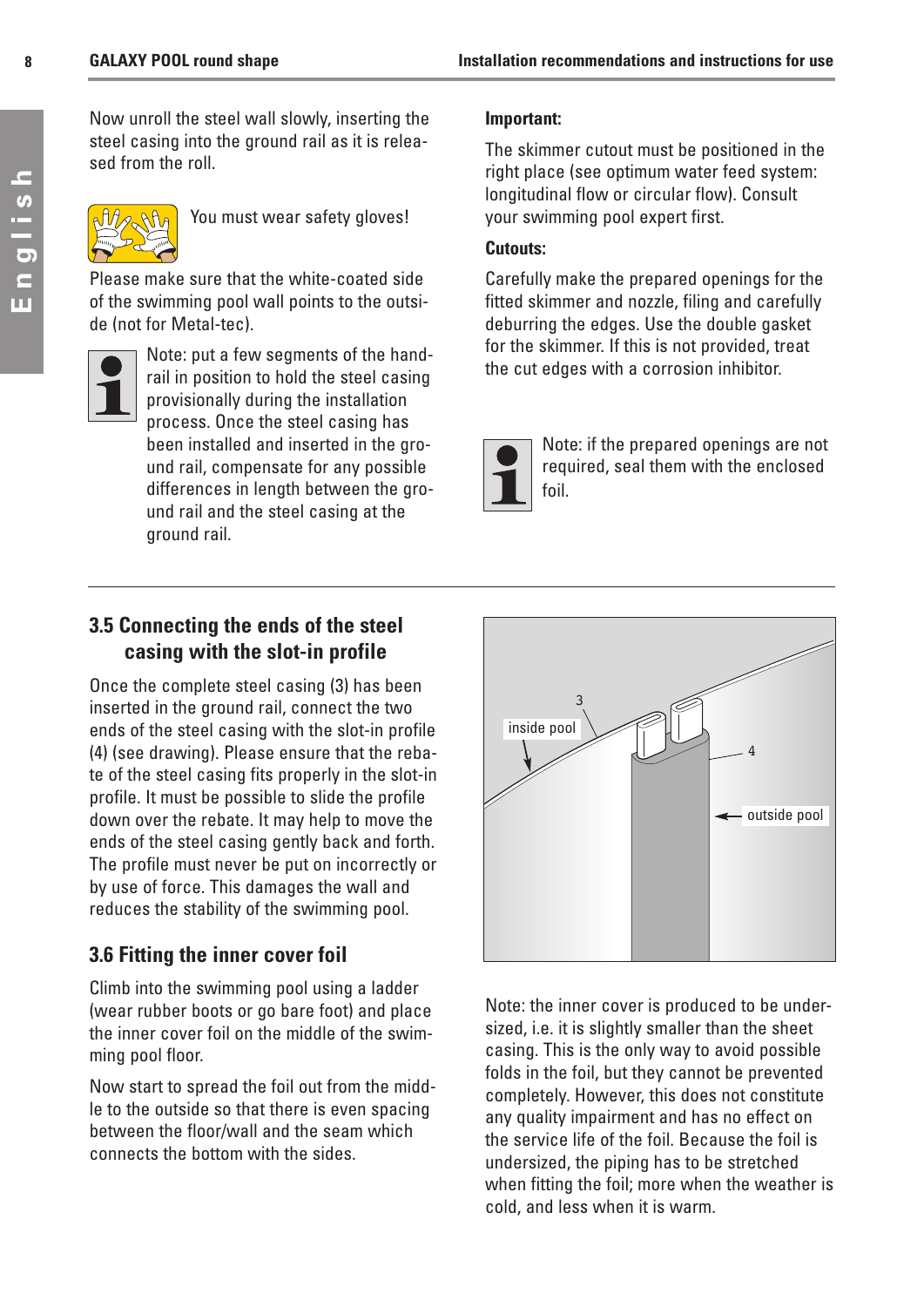Now unroll the steel wall slowly, inserting the steel casing into the ground rail as it is released from the roll.

You must wear safety gloves!

Please make sure that the white-coated side of the swimming pool wall points to the outside (not for Metal-tec).

Note: put a few segments of the handrail in position to hold the steel casing provisionally during the installation process. Once the steel casing has been installed and inserted in the ground rail, compensate for any possible differences in length between the ground rail and the steel casing at the ground rail.

**Important:**

The skimmer cutout must be positioned in the right place (see optimum water feed system: longitudinal flow or circular flow). Consult your swimming pool expert first.

**Cutouts:**

Carefully make the prepared openings for the fitted skimmer and nozzle, filing and carefully deburring the edges. Use the double gasket for the skimmer. If this is not provided, treat the cut edges with a corrosion inhibitor.

Note: if the prepared openings are not required, seal them with the enclosed foil.

## 3.5 Connecting the ends of the steel casing with the slot-in profile

Once the complete steel casing (3) has been inserted in the ground rail, connect the two ends of the steel casing with the slot-in profile (4) (see drawing). Please ensure that the rebate of the steel casing fits properly in the slot-in profile. It must be possible to slide the profile down over the rebate. It may help to move the ends of the steel casing gently back and forth. The profile must never be put on incorrectly or by use of force. This damages the wall and reduces the stability of the swimming pool.

inside pool 3 4 outside pool

## 3.6 Fitting the inner cover foil

Climb into the swimming pool using a ladder (wear rubber boots or go bare foot) and place the inner cover foil on the middle of the swimming pool floor.

Now start to spread the foil out from the middle to the outside so that there is even spacing between the floor/wall and the seam which connects the bottom with the sides.

Note: the inner cover is produced to be undersized, i.e. it is slightly smaller than the sheet casing. This is the only way to avoid possible folds in the foil, but they cannot be prevented completely. However, this does not constitute any quality impairment and has no effect on the service life of the foil. Because the foil is undersized, the piping has to be stretched when fitting the foil; more when the weather is cold, and less when it is warm.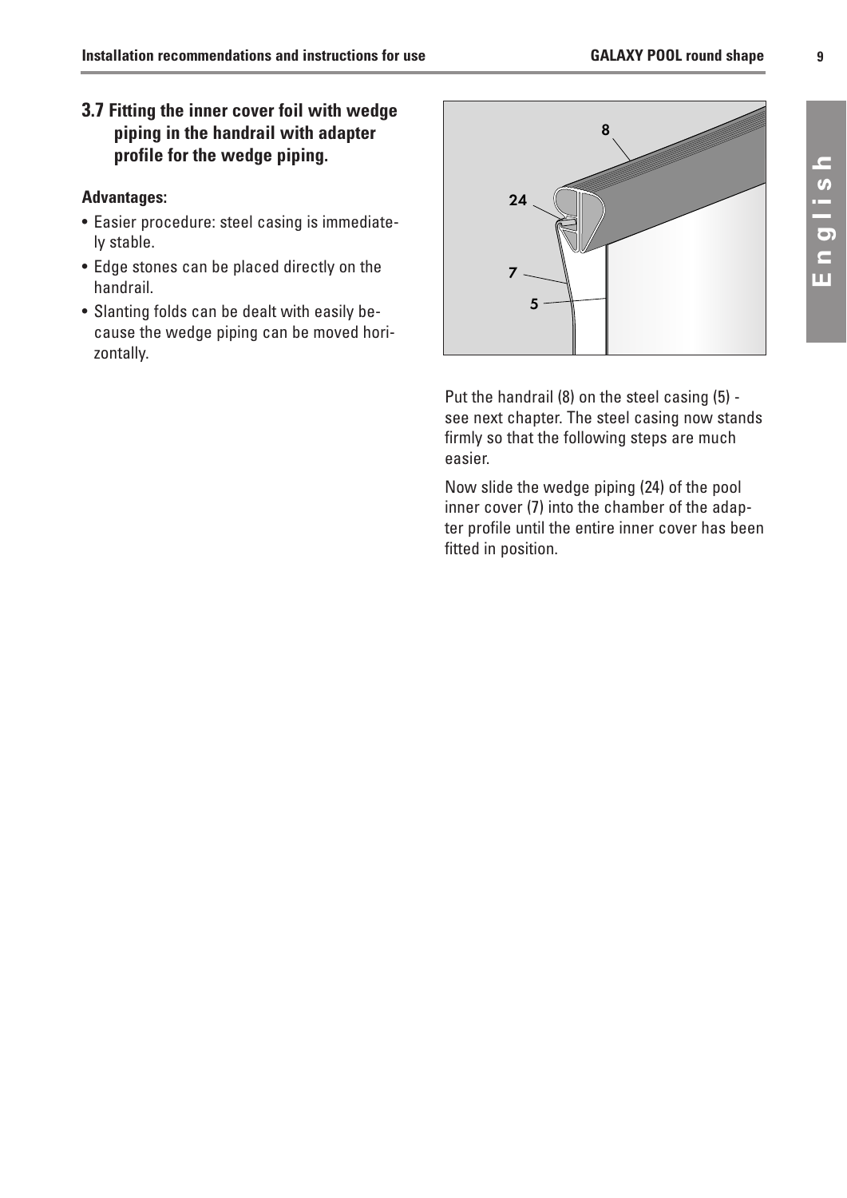## 3.7 Fitting the inner cover foil with wedge piping in the handrail with adapter profile for the wedge piping.

**Advantages:**

- Easier procedure: steel casing is immediately stable.
- Edge stones can be placed directly on the handrail.
- Slanting folds can be dealt with easily because the wedge piping can be moved horizontally.

Put the handrail (8) on the steel casing (5) - see next chapter. The steel casing now stands firmly so that the following steps are much easier.

Now slide the wedge piping (24) of the pool inner cover (7) into the chamber of the adapter profile until the entire inner cover has been fitted in position.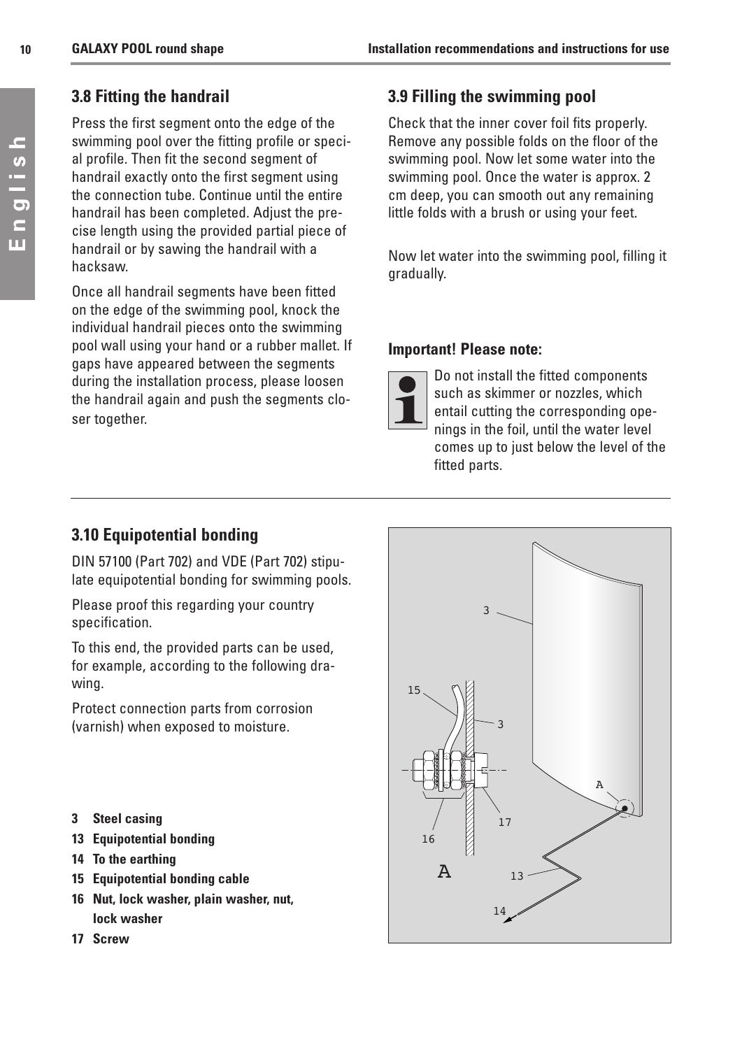## 3.8 Fitting the handrail

Press the first segment onto the edge of the swimming pool over the fitting profile or special profile. Then fit the second segment of handrail exactly onto the first segment using the connection tube. Continue until the entire handrail has been completed. Adjust the precise length using the provided partial piece of handrail or by sawing the handrail with a hacksaw.

Once all handrail segments have been fitted on the edge of the swimming pool, knock the individual handrail pieces onto the swimming pool wall using your hand or a rubber mallet. If gaps have appeared between the segments during the installation process, please loosen the handrail again and push the segments closer together.

## 3.9 Filling the swimming pool

Check that the inner cover foil fits properly. Remove any possible folds on the floor of the swimming pool. Now let some water into the swimming pool. Once the water is approx. 2 cm deep, you can smooth out any remaining little folds with a brush or using your feet.

Now let water into the swimming pool, filling it gradually.

**Important! Please note:**

Do not install the fitted components such as skimmer or nozzles, which entail cutting the corresponding openings in the foil, until the water level comes up to just below the level of the fitted parts.

## 3.10 Equipotential bonding

DIN 57100 (Part 702) and VDE (Part 702) stipulate equipotential bonding for swimming pools.

Please proof this regarding your country specification.

To this end, the provided parts can be used, for example, according to the following drawing.

Protect connection parts from corrosion (varnish) when exposed to moisture.

- **3 Steel casing**
- **13 Equipotential bonding**
- **14 To the earthing**
- **15 Equipotential bonding cable**
- **16 Nut, lock washer, plain washer, nut, lock washer**
- **17 Screw**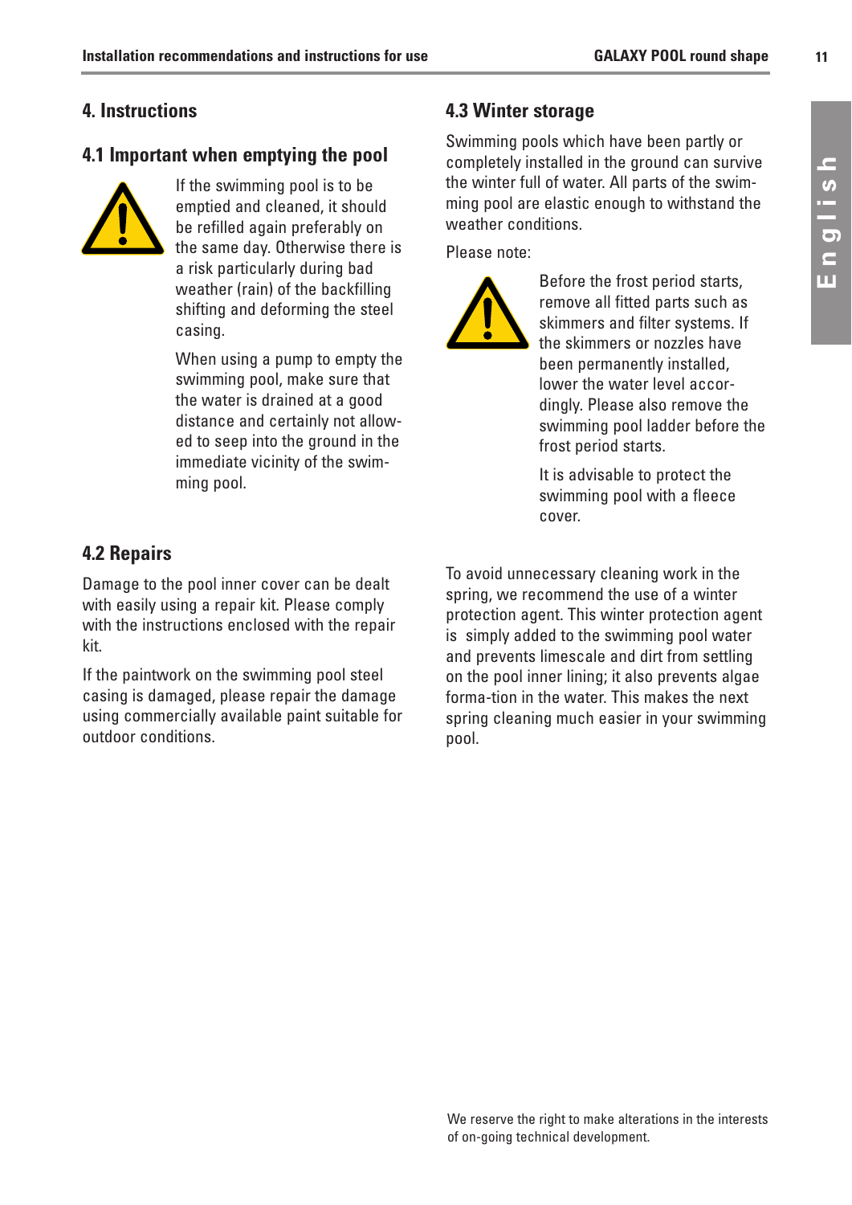# 4. Instructions

## 4.1 Important when emptying the pool

If the swimming pool is to be emptied and cleaned, it should be refilled again preferably on the same day. Otherwise there is a risk particularly during bad weather (rain) of the backfilling shifting and deforming the steel casing.

When using a pump to empty the swimming pool, make sure that the water is drained at a good distance and certainly not allowed to seep into the ground in the immediate vicinity of the swimming pool.

## 4.2 Repairs

Damage to the pool inner cover can be dealt with easily using a repair kit. Please comply with the instructions enclosed with the repair kit.

If the paintwork on the swimming pool steel casing is damaged, please repair the damage using commercially available paint suitable for outdoor conditions.

## 4.3 Winter storage

Swimming pools which have been partly or completely installed in the ground can survive the winter full of water. All parts of the swimming pool are elastic enough to withstand the weather conditions.

Please note:

Before the frost period starts, remove all fitted parts such as skimmers and filter systems. If the skimmers or nozzles have been permanently installed, lower the water level accordingly. Please also remove the swimming pool ladder before the frost period starts.

It is advisable to protect the swimming pool with a fleece cover.

To avoid unnecessary cleaning work in the spring, we recommend the use of a winter protection agent. This winter protection agent is simply added to the swimming pool water and prevents limescale and dirt from settling on the pool inner lining; it also prevents algae forma-tion in the water. This makes the next spring cleaning much easier in your swimming pool.

We reserve the right to make alterations in the interests of on-going technical development.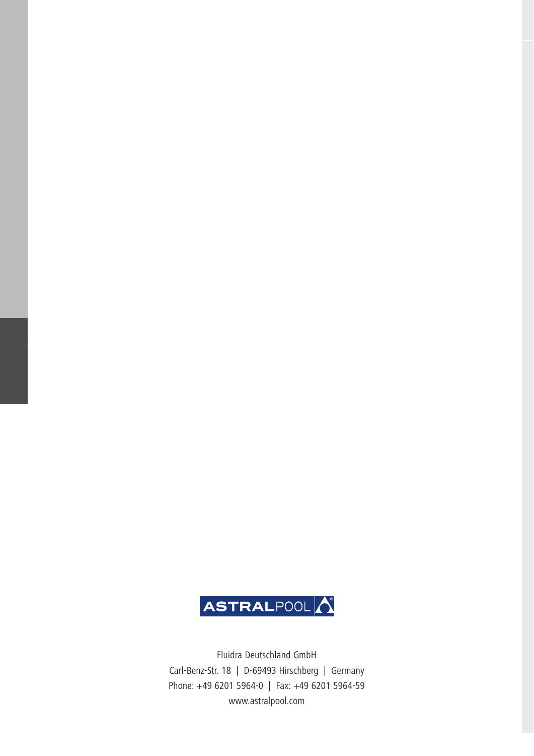ASTRALPOOL

Fluidra Deutschland GmbH
Carl-Benz-Str. 18 | D-69493 Hirschberg | Germany
Phone: +49 6201 5964-0 | Fax: +49 6201 5964-59
www.astralpool.com